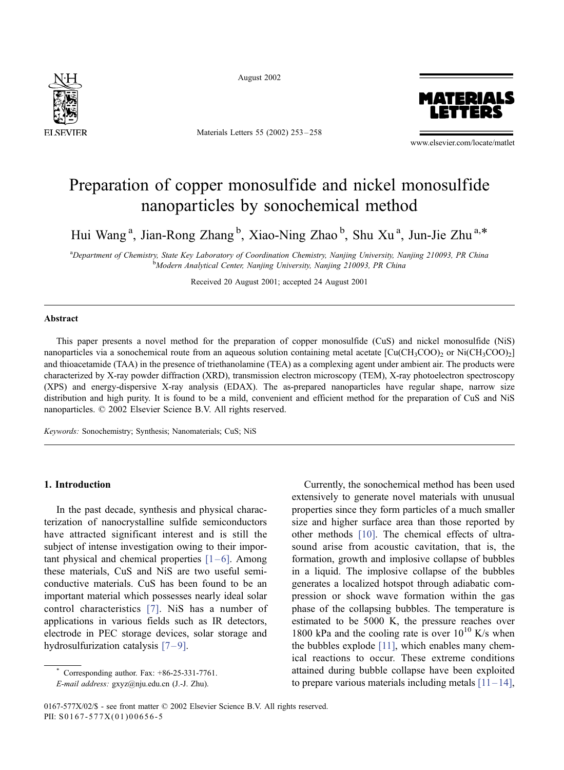# Preparation of copper monosulfide and nickel monosulfide nanoparticles by sonochemical method

Hui Wang[a], Jian-Rong Zhang[b], Xiao-Ning Zhao[b], Shu Xu[a], Jun-Jie Zhu[a,*]

[a]Department of Chemistry, State Key Laboratory of Coordination Chemistry, Nanjing University, Nanjing 210093, PR China
[b]Modern Analytical Center, Nanjing University, Nanjing 210093, PR China

Received 20 August 2001; accepted 24 August 2001

## Abstract

This paper presents a novel method for the preparation of copper monosulfide (CuS) and nickel monosulfide (NiS) nanoparticles via a sonochemical route from an aqueous solution containing metal acetate [$Cu(CH_3COO)_2$ or $Ni(CH_3COO)_2$] and thioacetamide (TAA) in the presence of triethanolamine (TEA) as a complexing agent under ambient air. The products were characterized by X-ray powder diffraction (XRD), transmission electron microscopy (TEM), X-ray photoelectron spectroscopy (XPS) and energy-dispersive X-ray analysis (EDAX). The as-prepared nanoparticles have regular shape, narrow size distribution and high purity. It is found to be a mild, convenient and efficient method for the preparation of CuS and NiS nanoparticles. © 2002 Elsevier Science B.V. All rights reserved.

*Keywords:* Sonochemistry; Synthesis; Nanomaterials; CuS; NiS

## 1. Introduction

In the past decade, synthesis and physical characterization of nanocrystalline sulfide semiconductors have attracted significant interest and is still the subject of intense investigation owing to their important physical and chemical properties [1–6]. Among these materials, CuS and NiS are two useful semiconductive materials. CuS has been found to be an important material which possesses nearly ideal solar control characteristics [7]. NiS has a number of applications in various fields such as IR detectors, electrode in PEC storage devices, solar storage and hydrosulfurization catalysis [7–9].

Currently, the sonochemical method has been used extensively to generate novel materials with unusual properties since they form particles of a much smaller size and higher surface area than those reported by other methods [10]. The chemical effects of ultrasound arise from acoustic cavitation, that is, the formation, growth and implosive collapse of bubbles in a liquid. The implosive collapse of the bubbles generates a localized hotspot through adiabatic compression or shock wave formation within the gas phase of the collapsing bubbles. The temperature is estimated to be 5000 K, the pressure reaches over 1800 kPa and the cooling rate is over $10^{10}$ K/s when the bubbles explode [11], which enables many chemical reactions to occur. These extreme conditions attained during bubble collapse have been exploited to prepare various materials including metals [11–14],

\* Corresponding author. Fax: +86-25-331-7761.
*E-mail address:* gxyz@nju.edu.cn (J.-J. Zhu).

0167-577X/02/$ - see front matter © 2002 Elsevier Science B.V. All rights reserved.
PII: S0167-577X(01)00656-5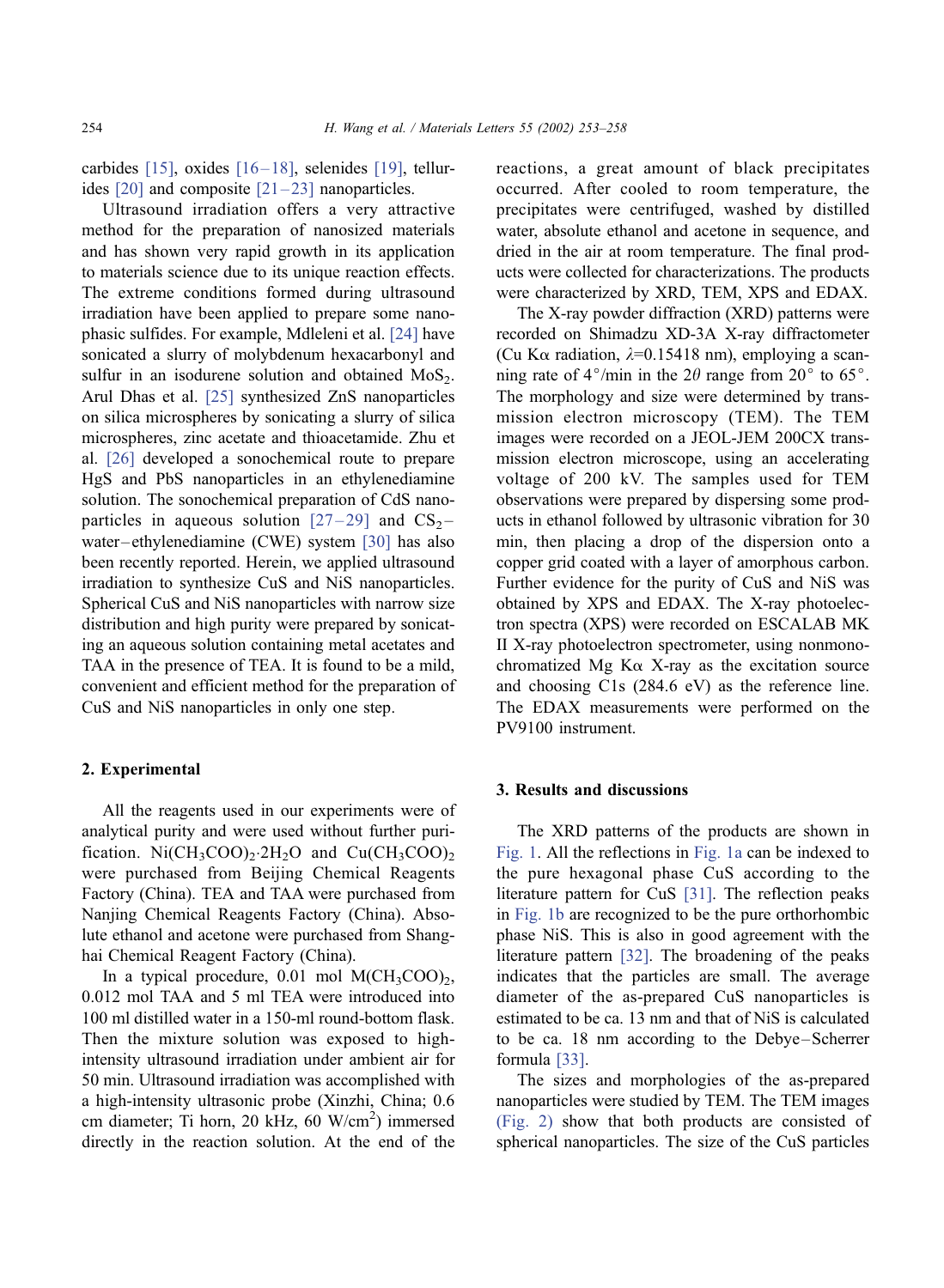carbides [15], oxides [16–18], selenides [19], tellurides [20] and composite [21–23] nanoparticles.

Ultrasound irradiation offers a very attractive method for the preparation of nanosized materials and has shown very rapid growth in its application to materials science due to its unique reaction effects. The extreme conditions formed during ultrasound irradiation have been applied to prepare some nanophasic sulfides. For example, Mdleleni et al. [24] have sonicated a slurry of molybdenum hexacarbonyl and sulfur in an isodurene solution and obtained $MoS_2$. Arul Dhas et al. [25] synthesized ZnS nanoparticles on silica microspheres by sonicating a slurry of silica microspheres, zinc acetate and thioacetamide. Zhu et al. [26] developed a sonochemical route to prepare HgS and PbS nanoparticles in an ethylenediamine solution. The sonochemical preparation of CdS nanoparticles in aqueous solution [27–29] and $CS_2$–water–ethylenediamine (CWE) system [30] has also been recently reported. Herein, we applied ultrasound irradiation to synthesize CuS and NiS nanoparticles. Spherical CuS and NiS nanoparticles with narrow size distribution and high purity were prepared by sonicating an aqueous solution containing metal acetates and TAA in the presence of TEA. It is found to be a mild, convenient and efficient method for the preparation of CuS and NiS nanoparticles in only one step.

## 2. Experimental

All the reagents used in our experiments were of analytical purity and were used without further purification. $Ni(CH_3COO)_2 \cdot 2H_2O$ and $Cu(CH_3COO)_2$ were purchased from Beijing Chemical Reagents Factory (China). TEA and TAA were purchased from Nanjing Chemical Reagents Factory (China). Absolute ethanol and acetone were purchased from Shanghai Chemical Reagent Factory (China).

In a typical procedure, 0.01 mol $M(CH_3COO)_2$, 0.012 mol TAA and 5 ml TEA were introduced into 100 ml distilled water in a 150-ml round-bottom flask. Then the mixture solution was exposed to high-intensity ultrasound irradiation under ambient air for 50 min. Ultrasound irradiation was accomplished with a high-intensity ultrasonic probe (Xinzhi, China; 0.6 cm diameter; Ti horn, 20 kHz, 60 W/cm$^2$) immersed directly in the reaction solution. At the end of the reactions, a great amount of black precipitates occurred. After cooled to room temperature, the precipitates were centrifuged, washed by distilled water, absolute ethanol and acetone in sequence, and dried in the air at room temperature. The final products were collected for characterizations. The products were characterized by XRD, TEM, XPS and EDAX.

The X-ray powder diffraction (XRD) patterns were recorded on Shimadzu XD-3A X-ray diffractometer (Cu K$\alpha$ radiation, $\lambda$=0.15418 nm), employing a scanning rate of 4°/min in the $2\theta$ range from 20° to 65°. The morphology and size were determined by transmission electron microscopy (TEM). The TEM images were recorded on a JEOL-JEM 200CX transmission electron microscope, using an accelerating voltage of 200 kV. The samples used for TEM observations were prepared by dispersing some products in ethanol followed by ultrasonic vibration for 30 min, then placing a drop of the dispersion onto a copper grid coated with a layer of amorphous carbon. Further evidence for the purity of CuS and NiS was obtained by XPS and EDAX. The X-ray photoelectron spectra (XPS) were recorded on ESCALAB MK II X-ray photoelectron spectrometer, using nonmonochromatized Mg K$\alpha$ X-ray as the excitation source and choosing C1s (284.6 eV) as the reference line. The EDAX measurements were performed on the PV9100 instrument.

## 3. Results and discussions

The XRD patterns of the products are shown in Fig. 1. All the reflections in Fig. 1a can be indexed to the pure hexagonal phase CuS according to the literature pattern for CuS [31]. The reflection peaks in Fig. 1b are recognized to be the pure orthorhombic phase NiS. This is also in good agreement with the literature pattern [32]. The broadening of the peaks indicates that the particles are small. The average diameter of the as-prepared CuS nanoparticles is estimated to be ca. 13 nm and that of NiS is calculated to be ca. 18 nm according to the Debye–Scherrer formula [33].

The sizes and morphologies of the as-prepared nanoparticles were studied by TEM. The TEM images (Fig. 2) show that both products are consisted of spherical nanoparticles. The size of the CuS particles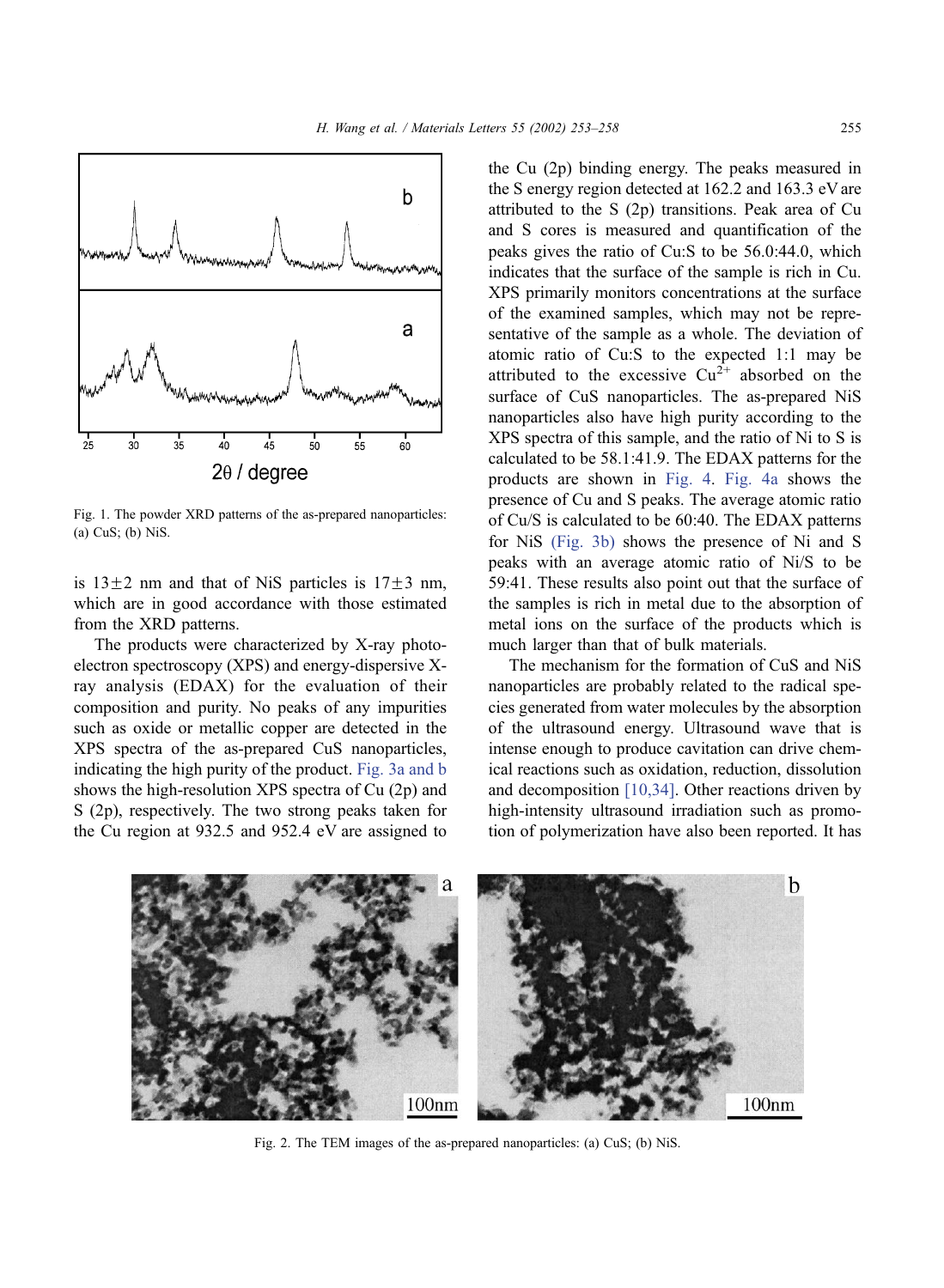Fig. 1. The powder XRD patterns of the as-prepared nanoparticles: (a) CuS; (b) NiS.

is 13±2 nm and that of NiS particles is 17±3 nm, which are in good accordance with those estimated from the XRD patterns.

The products were characterized by X-ray photoelectron spectroscopy (XPS) and energy-dispersive X-ray analysis (EDAX) for the evaluation of their composition and purity. No peaks of any impurities such as oxide or metallic copper are detected in the XPS spectra of the as-prepared CuS nanoparticles, indicating the high purity of the product. Fig. 3a and b shows the high-resolution XPS spectra of Cu (2p) and S (2p), respectively. The two strong peaks taken for the Cu region at 932.5 and 952.4 eV are assigned to the Cu (2p) binding energy. The peaks measured in the S energy region detected at 162.2 and 163.3 eV are attributed to the S (2p) transitions. Peak area of Cu and S cores is measured and quantification of the peaks gives the ratio of Cu:S to be 56.0:44.0, which indicates that the surface of the sample is rich in Cu. XPS primarily monitors concentrations at the surface of the examined samples, which may not be representative of the sample as a whole. The deviation of atomic ratio of Cu:S to the expected 1:1 may be attributed to the excessive $Cu^{2+}$ absorbed on the surface of CuS nanoparticles. The as-prepared NiS nanoparticles also have high purity according to the XPS spectra of this sample, and the ratio of Ni to S is calculated to be 58.1:41.9. The EDAX patterns for the products are shown in Fig. 4. Fig. 4a shows the presence of Cu and S peaks. The average atomic ratio of Cu/S is calculated to be 60:40. The EDAX patterns for NiS (Fig. 3b) shows the presence of Ni and S peaks with an average atomic ratio of Ni/S to be 59:41. These results also point out that the surface of the samples is rich in metal due to the absorption of metal ions on the surface of the products which is much larger than that of bulk materials.

The mechanism for the formation of CuS and NiS nanoparticles are probably related to the radical species generated from water molecules by the absorption of the ultrasound energy. Ultrasound wave that is intense enough to produce cavitation can drive chemical reactions such as oxidation, reduction, dissolution and decomposition [10,34]. Other reactions driven by high-intensity ultrasound irradiation such as promotion of polymerization have also been reported. It has

Fig. 2. The TEM images of the as-prepared nanoparticles: (a) CuS; (b) NiS.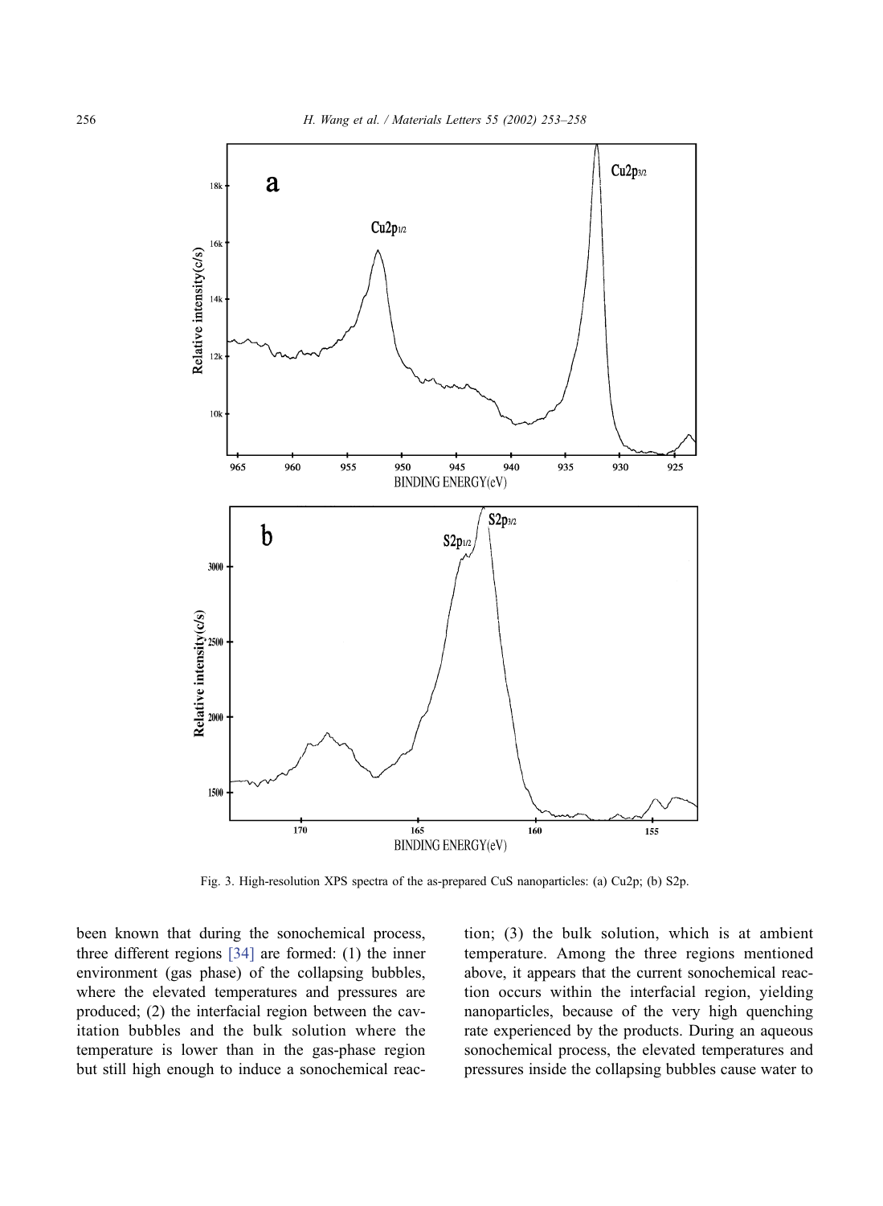Fig. 3. High-resolution XPS spectra of the as-prepared CuS nanoparticles: (a) Cu2p; (b) S2p.

been known that during the sonochemical process, three different regions [34] are formed: (1) the inner environment (gas phase) of the collapsing bubbles, where the elevated temperatures and pressures are produced; (2) the interfacial region between the cavitation bubbles and the bulk solution where the temperature is lower than in the gas-phase region but still high enough to induce a sonochemical reaction; (3) the bulk solution, which is at ambient temperature. Among the three regions mentioned above, it appears that the current sonochemical reaction occurs within the interfacial region, yielding nanoparticles, because of the very high quenching rate experienced by the products. During an aqueous sonochemical process, the elevated temperatures and pressures inside the collapsing bubbles cause water to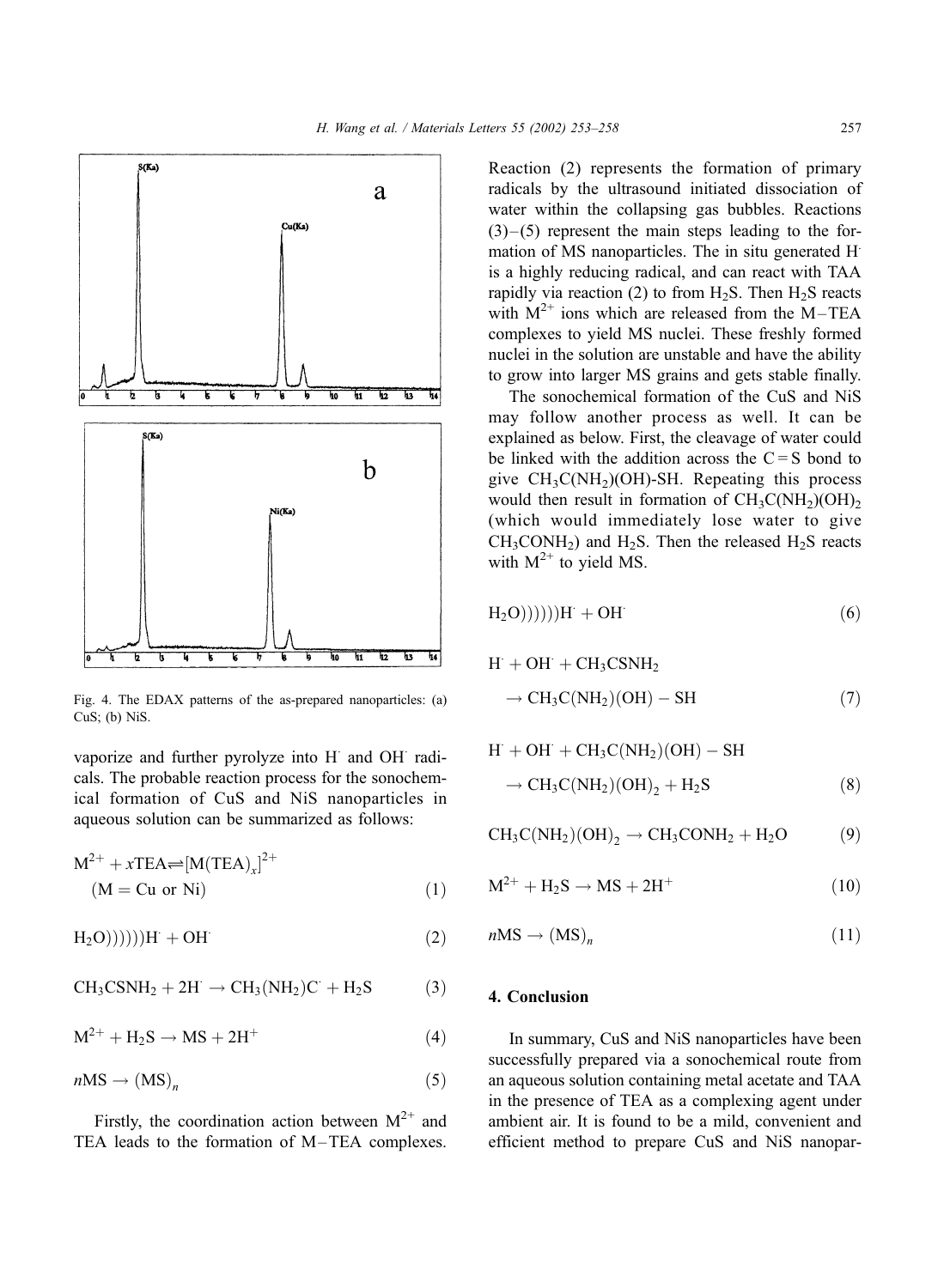Fig. 4. The EDAX patterns of the as-prepared nanoparticles: (a) CuS; (b) NiS.

vaporize and further pyrolyze into H$^{\cdot}$ and OH$^{\cdot}$ radicals. The probable reaction process for the sonochemical formation of CuS and NiS nanoparticles in aqueous solution can be summarized as follows:

$$M^{2+} + x\mathrm{TEA} \rightleftharpoons [M(\mathrm{TEA})_x]^{2+} \quad (M = \mathrm{Cu\ or\ Ni}) \tag{1}$$

$$H_2O)))))) H^{\cdot} + OH^{\cdot} \tag{2}$$

$$CH_3CSNH_2 + 2H^{\cdot} \rightarrow CH_3(NH_2)C^{\cdot} + H_2S \tag{3}$$

$$M^{2+} + H_2S \rightarrow MS + 2H^+ \tag{4}$$

$$n\mathrm{MS} \rightarrow (\mathrm{MS})_n \tag{5}$$

Firstly, the coordination action between $M^{2+}$ and TEA leads to the formation of M–TEA complexes. Reaction (2) represents the formation of primary radicals by the ultrasound initiated dissociation of water within the collapsing gas bubbles. Reactions (3)–(5) represent the main steps leading to the formation of MS nanoparticles. The in situ generated H$^{\cdot}$ is a highly reducing radical, and can react with TAA rapidly via reaction (2) to from $H_2S$. Then $H_2S$ reacts with $M^{2+}$ ions which are released from the M–TEA complexes to yield MS nuclei. These freshly formed nuclei in the solution are unstable and have the ability to grow into larger MS grains and gets stable finally.

The sonochemical formation of the CuS and NiS may follow another process as well. It can be explained as below. First, the cleavage of water could be linked with the addition across the C = S bond to give $CH_3C(NH_2)(OH)$-SH. Repeating this process would then result in formation of $CH_3C(NH_2)(OH)_2$ (which would immediately lose water to give $CH_3CONH_2$) and $H_2S$. Then the released $H_2S$ reacts with $M^{2+}$ to yield MS.

$$H_2O)))))) H^{\cdot} + OH^{\cdot} \tag{6}$$

$$H^{\cdot} + OH^{\cdot} + CH_3CSNH_2 \rightarrow CH_3C(NH_2)(OH) - SH \tag{7}$$

$$H^{\cdot} + OH^{\cdot} + CH_3C(NH_2)(OH) - SH \rightarrow CH_3C(NH_2)(OH)_2 + H_2S \tag{8}$$

$$CH_3C(NH_2)(OH)_2 \rightarrow CH_3CONH_2 + H_2O \tag{9}$$

$$M^{2+} + H_2S \rightarrow MS + 2H^+ \tag{10}$$

$$n\mathrm{MS} \rightarrow (\mathrm{MS})_n \tag{11}$$

## 4. Conclusion

In summary, CuS and NiS nanoparticles have been successfully prepared via a sonochemical route from an aqueous solution containing metal acetate and TAA in the presence of TEA as a complexing agent under ambient air. It is found to be a mild, convenient and efficient method to prepare CuS and NiS nanopar-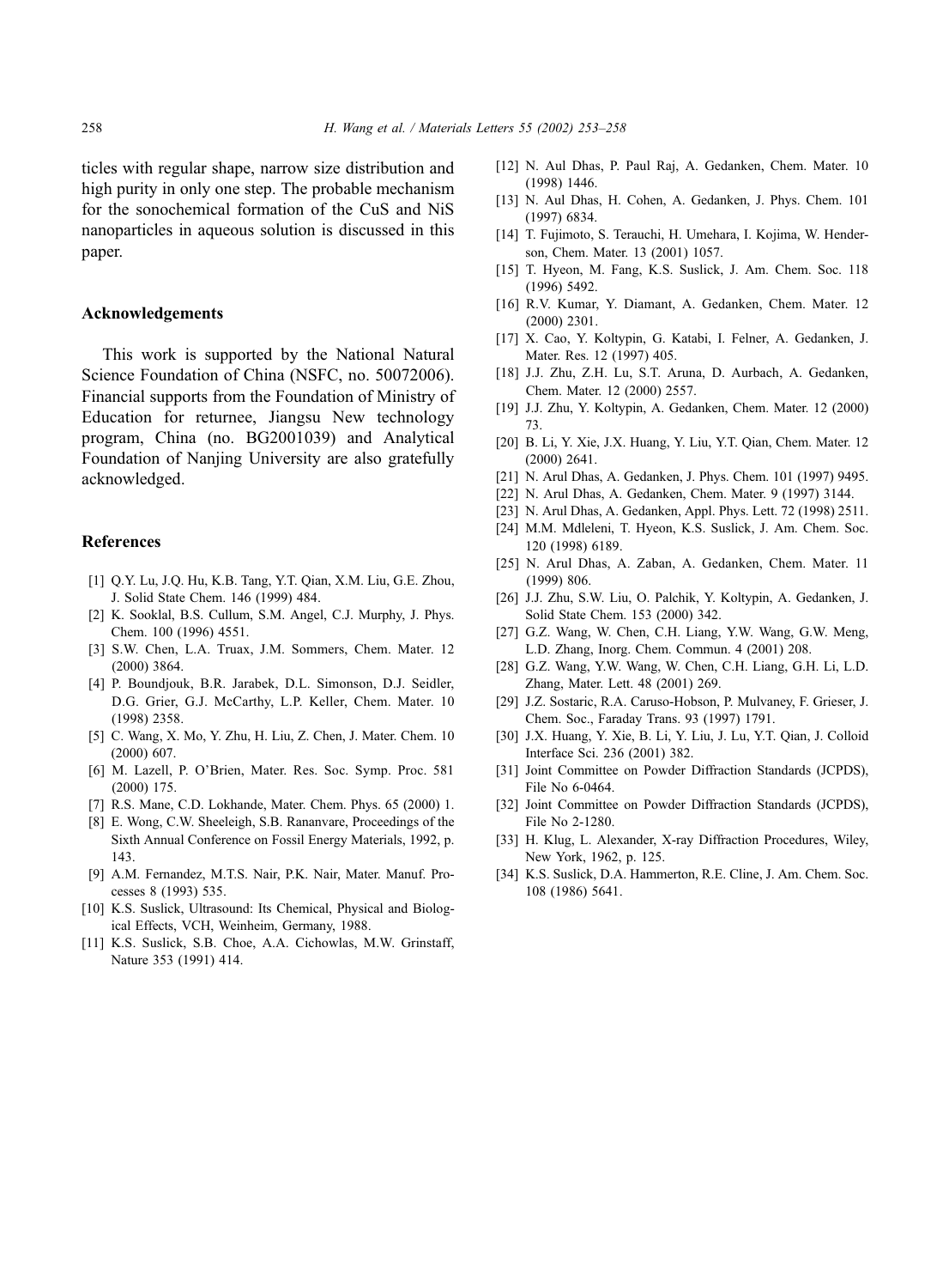ticles with regular shape, narrow size distribution and high purity in only one step. The probable mechanism for the sonochemical formation of the CuS and NiS nanoparticles in aqueous solution is discussed in this paper.

## Acknowledgements

This work is supported by the National Natural Science Foundation of China (NSFC, no. 50072006). Financial supports from the Foundation of Ministry of Education for returnee, Jiangsu New technology program, China (no. BG2001039) and Analytical Foundation of Nanjing University are also gratefully acknowledged.

## References

[1] Q.Y. Lu, J.Q. Hu, K.B. Tang, Y.T. Qian, X.M. Liu, G.E. Zhou, J. Solid State Chem. 146 (1999) 484.

[2] K. Sooklal, B.S. Cullum, S.M. Angel, C.J. Murphy, J. Phys. Chem. 100 (1996) 4551.

[3] S.W. Chen, L.A. Truax, J.M. Sommers, Chem. Mater. 12 (2000) 3864.

[4] P. Boundjouk, B.R. Jarabek, D.L. Simonson, D.J. Seidler, D.G. Grier, G.J. McCarthy, L.P. Keller, Chem. Mater. 10 (1998) 2358.

[5] C. Wang, X. Mo, Y. Zhu, H. Liu, Z. Chen, J. Mater. Chem. 10 (2000) 607.

[6] M. Lazell, P. O'Brien, Mater. Res. Soc. Symp. Proc. 581 (2000) 175.

[7] R.S. Mane, C.D. Lokhande, Mater. Chem. Phys. 65 (2000) 1.

[8] E. Wong, C.W. Sheeleigh, S.B. Rananvare, Proceedings of the Sixth Annual Conference on Fossil Energy Materials, 1992, p. 143.

[9] A.M. Fernandez, M.T.S. Nair, P.K. Nair, Mater. Manuf. Processes 8 (1993) 535.

[10] K.S. Suslick, Ultrasound: Its Chemical, Physical and Biological Effects, VCH, Weinheim, Germany, 1988.

[11] K.S. Suslick, S.B. Choe, A.A. Cichowlas, M.W. Grinstaff, Nature 353 (1991) 414.

[12] N. Aul Dhas, P. Paul Raj, A. Gedanken, Chem. Mater. 10 (1998) 1446.

[13] N. Aul Dhas, H. Cohen, A. Gedanken, J. Phys. Chem. 101 (1997) 6834.

[14] T. Fujimoto, S. Terauchi, H. Umehara, I. Kojima, W. Henderson, Chem. Mater. 13 (2001) 1057.

[15] T. Hyeon, M. Fang, K.S. Suslick, J. Am. Chem. Soc. 118 (1996) 5492.

[16] R.V. Kumar, Y. Diamant, A. Gedanken, Chem. Mater. 12 (2000) 2301.

[17] X. Cao, Y. Koltypin, G. Katabi, I. Felner, A. Gedanken, J. Mater. Res. 12 (1997) 405.

[18] J.J. Zhu, Z.H. Lu, S.T. Aruna, D. Aurbach, A. Gedanken, Chem. Mater. 12 (2000) 2557.

[19] J.J. Zhu, Y. Koltypin, A. Gedanken, Chem. Mater. 12 (2000) 73.

[20] B. Li, Y. Xie, J.X. Huang, Y. Liu, Y.T. Qian, Chem. Mater. 12 (2000) 2641.

[21] N. Arul Dhas, A. Gedanken, J. Phys. Chem. 101 (1997) 9495.

[22] N. Arul Dhas, A. Gedanken, Chem. Mater. 9 (1997) 3144.

[23] N. Arul Dhas, A. Gedanken, Appl. Phys. Lett. 72 (1998) 2511.

[24] M.M. Mdleleni, T. Hyeon, K.S. Suslick, J. Am. Chem. Soc. 120 (1998) 6189.

[25] N. Arul Dhas, A. Zaban, A. Gedanken, Chem. Mater. 11 (1999) 806.

[26] J.J. Zhu, S.W. Liu, O. Palchik, Y. Koltypin, A. Gedanken, J. Solid State Chem. 153 (2000) 342.

[27] G.Z. Wang, W. Chen, C.H. Liang, Y.W. Wang, G.W. Meng, L.D. Zhang, Inorg. Chem. Commun. 4 (2001) 208.

[28] G.Z. Wang, Y.W. Wang, W. Chen, C.H. Liang, G.H. Li, L.D. Zhang, Mater. Lett. 48 (2001) 269.

[29] J.Z. Sostaric, R.A. Caruso-Hobson, P. Mulvaney, F. Grieser, J. Chem. Soc., Faraday Trans. 93 (1997) 1791.

[30] J.X. Huang, Y. Xie, B. Li, Y. Liu, J. Lu, Y.T. Qian, J. Colloid Interface Sci. 236 (2001) 382.

[31] Joint Committee on Powder Diffraction Standards (JCPDS), File No 6-0464.

[32] Joint Committee on Powder Diffraction Standards (JCPDS), File No 2-1280.

[33] H. Klug, L. Alexander, X-ray Diffraction Procedures, Wiley, New York, 1962, p. 125.

[34] K.S. Suslick, D.A. Hammerton, R.E. Cline, J. Am. Chem. Soc. 108 (1986) 5641.